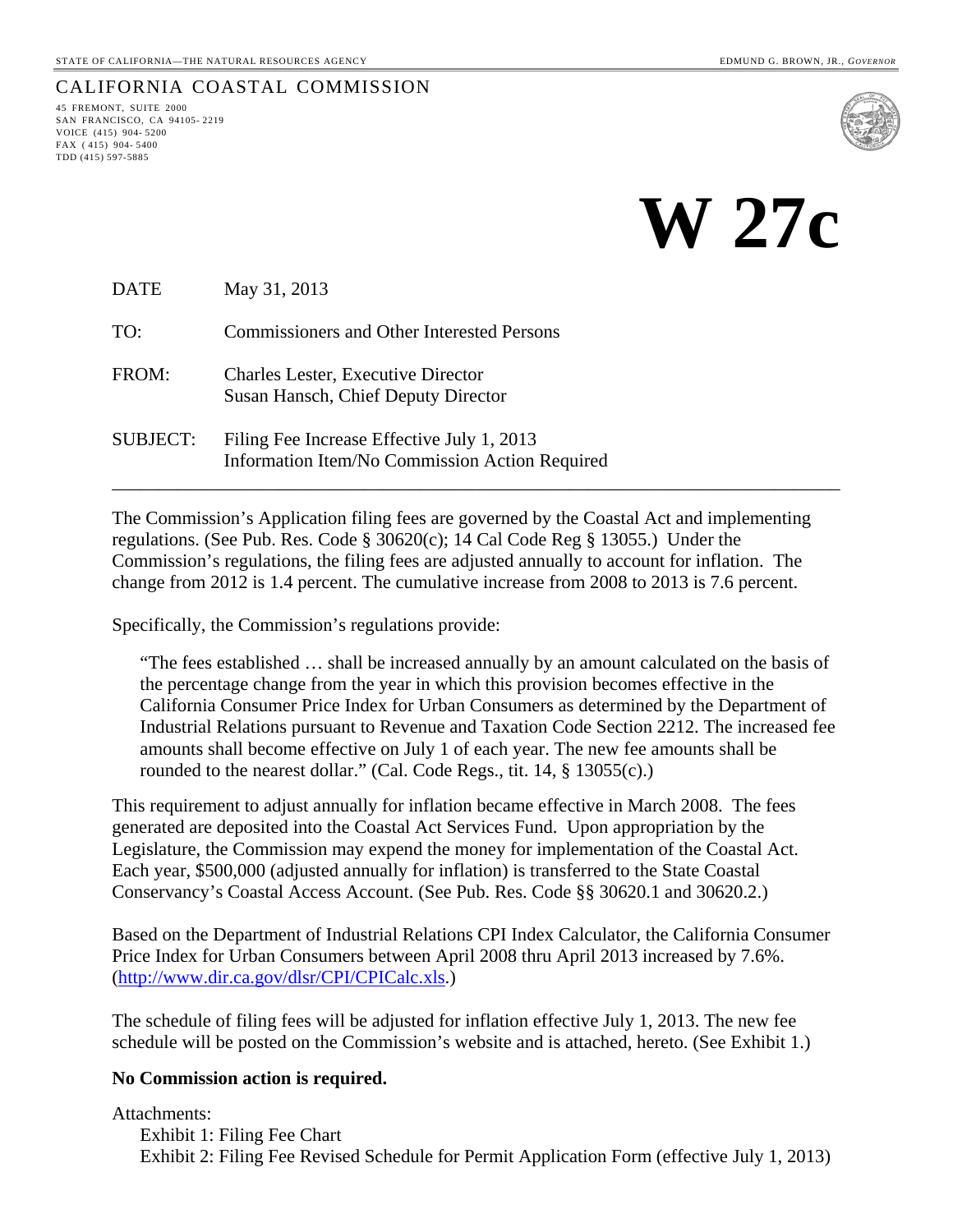STATE OF CALIFORNIA—THE NATURAL RESOURCES AGENCY

EDMUND G. BROWN, JR., *GOVERNOR*

# CALIFORNIA COASTAL COMMISSION

45 FREMONT, SUITE 2000
SAN FRANCISCO, CA 94105-2219
VOICE (415) 904-5200
FAX (415) 904-5400
TDD (415) 597-5885

# W 27c

| | |
|---|---|
| DATE | May 31, 2013 |
| TO: | Commissioners and Other Interested Persons |
| FROM: | Charles Lester, Executive Director<br>Susan Hansch, Chief Deputy Director |
| SUBJECT: | Filing Fee Increase Effective July 1, 2013<br>Information Item/No Commission Action Required |

---

The Commission's Application filing fees are governed by the Coastal Act and implementing regulations. (See Pub. Res. Code § 30620(c); 14 Cal Code Reg § 13055.) Under the Commission's regulations, the filing fees are adjusted annually to account for inflation. The change from 2012 is 1.4 percent. The cumulative increase from 2008 to 2013 is 7.6 percent.

Specifically, the Commission's regulations provide:

> "The fees established … shall be increased annually by an amount calculated on the basis of the percentage change from the year in which this provision becomes effective in the California Consumer Price Index for Urban Consumers as determined by the Department of Industrial Relations pursuant to Revenue and Taxation Code Section 2212. The increased fee amounts shall become effective on July 1 of each year. The new fee amounts shall be rounded to the nearest dollar." (Cal. Code Regs., tit. 14, § 13055(c).)

This requirement to adjust annually for inflation became effective in March 2008. The fees generated are deposited into the Coastal Act Services Fund. Upon appropriation by the Legislature, the Commission may expend the money for implementation of the Coastal Act. Each year, $500,000 (adjusted annually for inflation) is transferred to the State Coastal Conservancy's Coastal Access Account. (See Pub. Res. Code §§ 30620.1 and 30620.2.)

Based on the Department of Industrial Relations CPI Index Calculator, the California Consumer Price Index for Urban Consumers between April 2008 thru April 2013 increased by 7.6%. (http://www.dir.ca.gov/dlsr/CPI/CPICalc.xls.)

The schedule of filing fees will be adjusted for inflation effective July 1, 2013. The new fee schedule will be posted on the Commission's website and is attached, hereto. (See Exhibit 1.)

**No Commission action is required.**

Attachments:
- Exhibit 1: Filing Fee Chart
- Exhibit 2: Filing Fee Revised Schedule for Permit Application Form (effective July 1, 2013)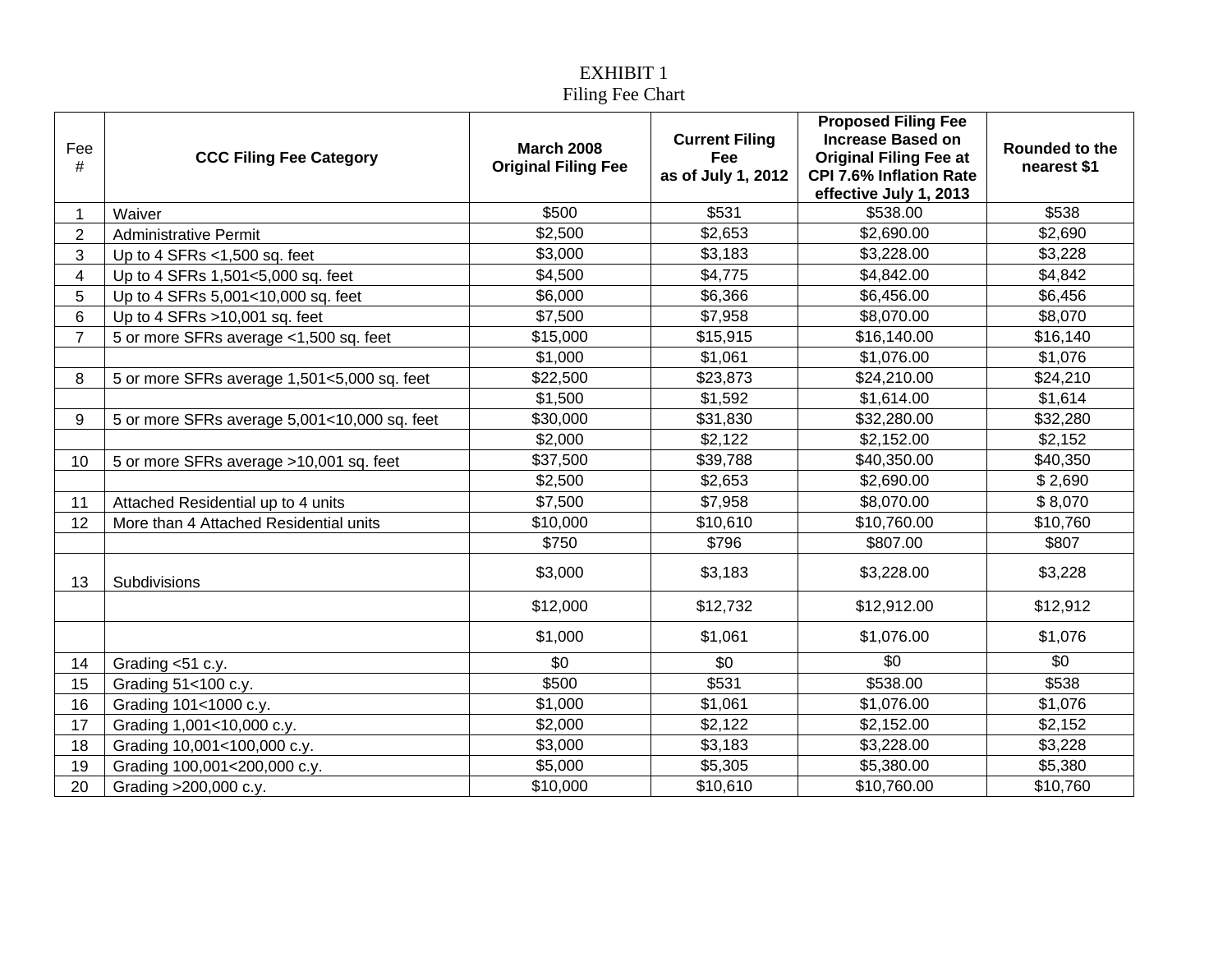# EXHIBIT 1

## Filing Fee Chart

| Fee # | CCC Filing Fee Category | March 2008 Original Filing Fee | Current Filing Fee as of July 1, 2012 | Proposed Filing Fee Increase Based on Original Filing Fee at CPI 7.6% Inflation Rate effective July 1, 2013 | Rounded to the nearest $1 |
|---|---|---|---|---|---|
| 1 | Waiver | $500 | $531 | $538.00 | $538 |
| 2 | Administrative Permit | $2,500 | $2,653 | $2,690.00 | $2,690 |
| 3 | Up to 4 SFRs <1,500 sq. feet | $3,000 | $3,183 | $3,228.00 | $3,228 |
| 4 | Up to 4 SFRs 1,501<5,000 sq. feet | $4,500 | $4,775 | $4,842.00 | $4,842 |
| 5 | Up to 4 SFRs 5,001<10,000 sq. feet | $6,000 | $6,366 | $6,456.00 | $6,456 |
| 6 | Up to 4 SFRs >10,001 sq. feet | $7,500 | $7,958 | $8,070.00 | $8,070 |
| 7 | 5 or more SFRs average <1,500 sq. feet | $15,000 | $15,915 | $16,140.00 | $16,140 |
| | | $1,000 | $1,061 | $1,076.00 | $1,076 |
| 8 | 5 or more SFRs average 1,501<5,000 sq. feet | $22,500 | $23,873 | $24,210.00 | $24,210 |
| | | $1,500 | $1,592 | $1,614.00 | $1,614 |
| 9 | 5 or more SFRs average 5,001<10,000 sq. feet | $30,000 | $31,830 | $32,280.00 | $32,280 |
| | | $2,000 | $2,122 | $2,152.00 | $2,152 |
| 10 | 5 or more SFRs average >10,001 sq. feet | $37,500 | $39,788 | $40,350.00 | $40,350 |
| | | $2,500 | $2,653 | $2,690.00 | $ 2,690 |
| 11 | Attached Residential up to 4 units | $7,500 | $7,958 | $8,070.00 | $ 8,070 |
| 12 | More than 4 Attached Residential units | $10,000 | $10,610 | $10,760.00 | $10,760 |
| | | $750 | $796 | $807.00 | $807 |
| 13 | Subdivisions | $3,000 | $3,183 | $3,228.00 | $3,228 |
| | | $12,000 | $12,732 | $12,912.00 | $12,912 |
| | | $1,000 | $1,061 | $1,076.00 | $1,076 |
| 14 | Grading <51 c.y. | $0 | $0 | $0 | $0 |
| 15 | Grading 51<100 c.y. | $500 | $531 | $538.00 | $538 |
| 16 | Grading 101<1000 c.y. | $1,000 | $1,061 | $1,076.00 | $1,076 |
| 17 | Grading 1,001<10,000 c.y. | $2,000 | $2,122 | $2,152.00 | $2,152 |
| 18 | Grading 10,001<100,000 c.y. | $3,000 | $3,183 | $3,228.00 | $3,228 |
| 19 | Grading 100,001<200,000 c.y. | $5,000 | $5,305 | $5,380.00 | $5,380 |
| 20 | Grading >200,000 c.y. | $10,000 | $10,610 | $10,760.00 | $10,760 |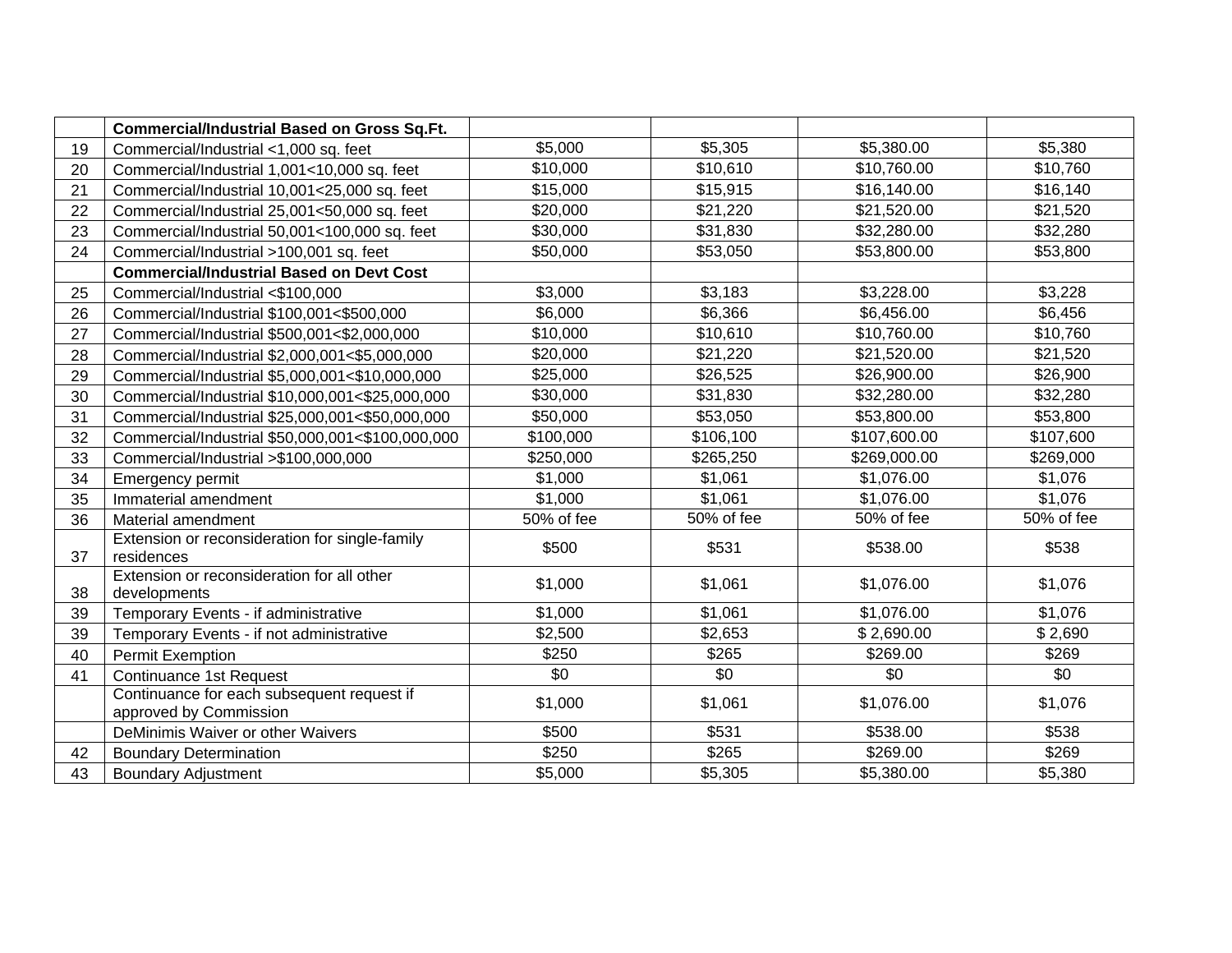| | **Commercial/Industrial Based on Gross Sq.Ft.** | | | | |
|---|---|---|---|---|---|
| 19 | Commercial/Industrial <1,000 sq. feet | $5,000 | $5,305 | $5,380.00 | $5,380 |
| 20 | Commercial/Industrial 1,001<10,000 sq. feet | $10,000 | $10,610 | $10,760.00 | $10,760 |
| 21 | Commercial/Industrial 10,001<25,000 sq. feet | $15,000 | $15,915 | $16,140.00 | $16,140 |
| 22 | Commercial/Industrial 25,001<50,000 sq. feet | $20,000 | $21,220 | $21,520.00 | $21,520 |
| 23 | Commercial/Industrial 50,001<100,000 sq. feet | $30,000 | $31,830 | $32,280.00 | $32,280 |
| 24 | Commercial/Industrial >100,001 sq. feet | $50,000 | $53,050 | $53,800.00 | $53,800 |
| | **Commercial/Industrial Based on Devt Cost** | | | | |
| 25 | Commercial/Industrial <$100,000 | $3,000 | $3,183 | $3,228.00 | $3,228 |
| 26 | Commercial/Industrial $100,001<$500,000 | $6,000 | $6,366 | $6,456.00 | $6,456 |
| 27 | Commercial/Industrial $500,001<$2,000,000 | $10,000 | $10,610 | $10,760.00 | $10,760 |
| 28 | Commercial/Industrial $2,000,001<$5,000,000 | $20,000 | $21,220 | $21,520.00 | $21,520 |
| 29 | Commercial/Industrial $5,000,001<$10,000,000 | $25,000 | $26,525 | $26,900.00 | $26,900 |
| 30 | Commercial/Industrial $10,000,001<$25,000,000 | $30,000 | $31,830 | $32,280.00 | $32,280 |
| 31 | Commercial/Industrial $25,000,001<$50,000,000 | $50,000 | $53,050 | $53,800.00 | $53,800 |
| 32 | Commercial/Industrial $50,000,001<$100,000,000 | $100,000 | $106,100 | $107,600.00 | $107,600 |
| 33 | Commercial/Industrial >$100,000,000 | $250,000 | $265,250 | $269,000.00 | $269,000 |
| 34 | Emergency permit | $1,000 | $1,061 | $1,076.00 | $1,076 |
| 35 | Immaterial amendment | $1,000 | $1,061 | $1,076.00 | $1,076 |
| 36 | Material amendment | 50% of fee | 50% of fee | 50% of fee | 50% of fee |
| 37 | Extension or reconsideration for single-family residences | $500 | $531 | $538.00 | $538 |
| 38 | Extension or reconsideration for all other developments | $1,000 | $1,061 | $1,076.00 | $1,076 |
| 39 | Temporary Events - if administrative | $1,000 | $1,061 | $1,076.00 | $1,076 |
| 39 | Temporary Events - if not administrative | $2,500 | $2,653 | $ 2,690.00 | $ 2,690 |
| 40 | Permit Exemption | $250 | $265 | $269.00 | $269 |
| 41 | Continuance 1st Request | $0 | $0 | $0 | $0 |
| | Continuance for each subsequent request if approved by Commission | $1,000 | $1,061 | $1,076.00 | $1,076 |
| | DeMinimis Waiver or other Waivers | $500 | $531 | $538.00 | $538 |
| 42 | Boundary Determination | $250 | $265 | $269.00 | $269 |
| 43 | Boundary Adjustment | $5,000 | $5,305 | $5,380.00 | $5,380 |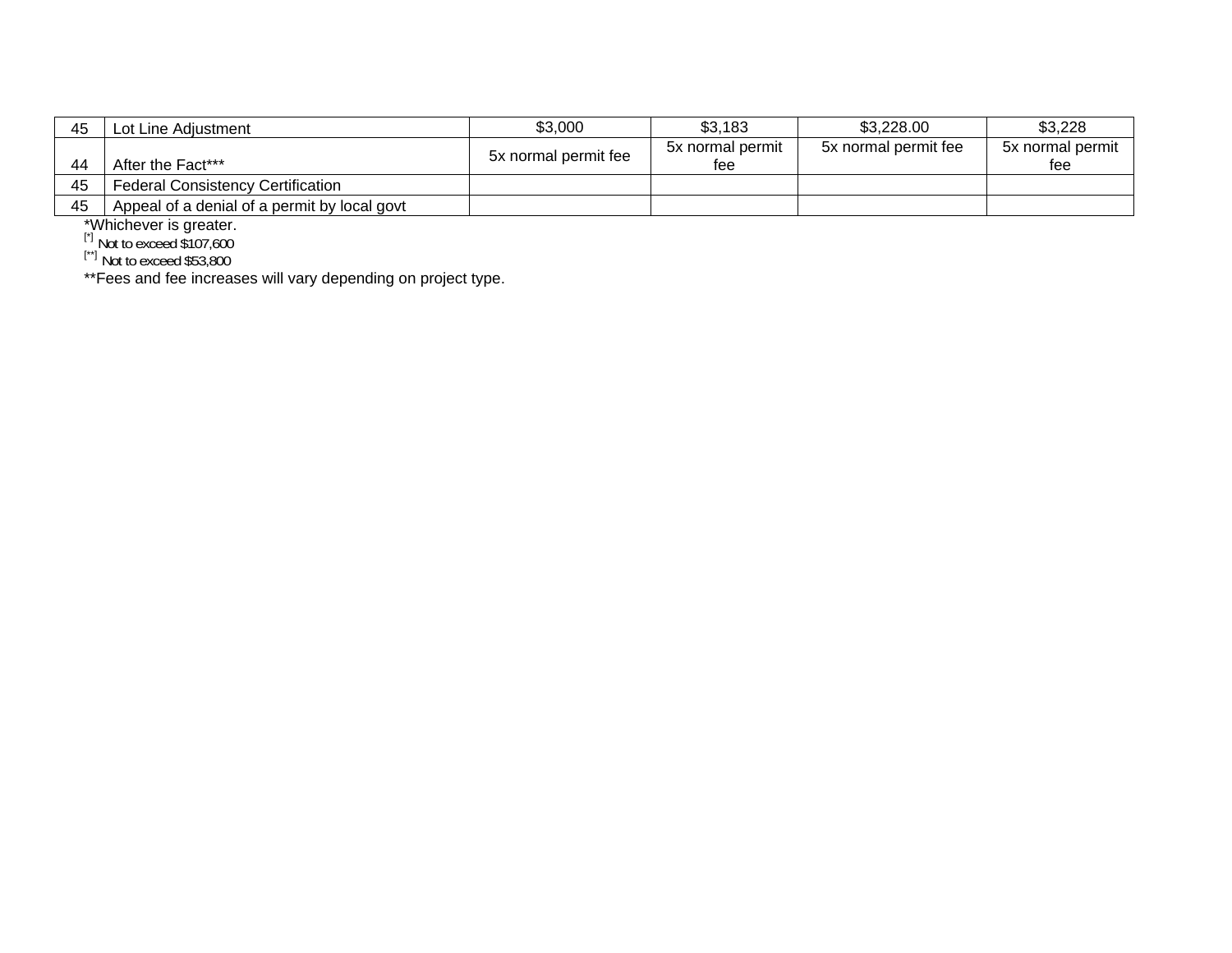| | | | | | |
|---|---|---|---|---|---|
| 45 | Lot Line Adjustment | $3,000 | $3,183 | $3,228.00 | $3,228 |
| 44 | After the Fact*** | 5x normal permit fee | 5x normal permit fee | 5x normal permit fee | 5x normal permit fee |
| 45 | Federal Consistency Certification | | | | |
| 45 | Appeal of a denial of a permit by local govt | | | | |

*Whichever is greater.

[*] Not to exceed $107,600

[**] Not to exceed $53,800

**Fees and fee increases will vary depending on project type.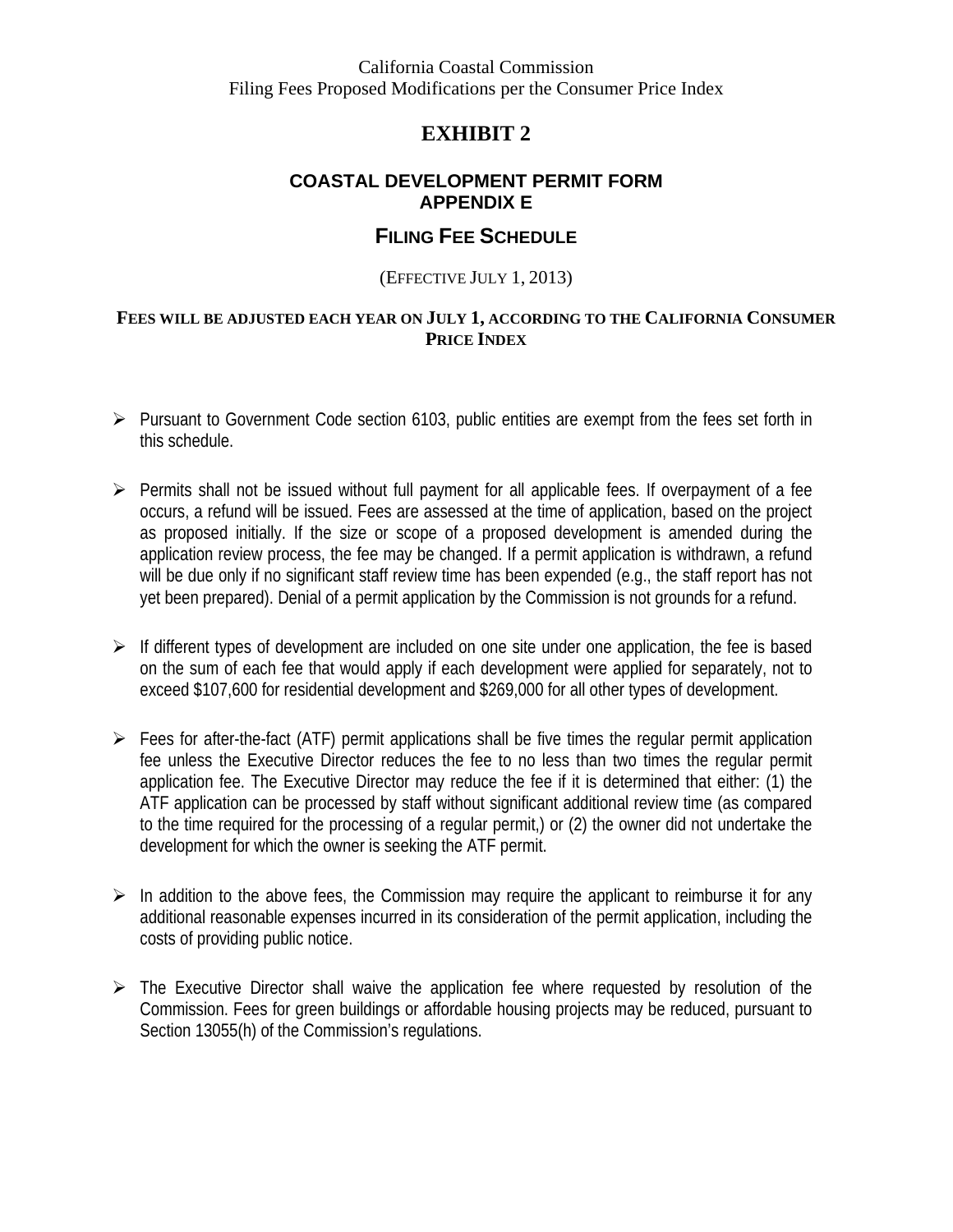California Coastal Commission
Filing Fees Proposed Modifications per the Consumer Price Index

# EXHIBIT 2

## COASTAL DEVELOPMENT PERMIT FORM
## APPENDIX E

## FILING FEE SCHEDULE

(EFFECTIVE JULY 1, 2013)

**FEES WILL BE ADJUSTED EACH YEAR ON JULY 1, ACCORDING TO THE CALIFORNIA CONSUMER PRICE INDEX**

- Pursuant to Government Code section 6103, public entities are exempt from the fees set forth in this schedule.

- Permits shall not be issued without full payment for all applicable fees. If overpayment of a fee occurs, a refund will be issued. Fees are assessed at the time of application, based on the project as proposed initially. If the size or scope of a proposed development is amended during the application review process, the fee may be changed. If a permit application is withdrawn, a refund will be due only if no significant staff review time has been expended (e.g., the staff report has not yet been prepared). Denial of a permit application by the Commission is not grounds for a refund.

- If different types of development are included on one site under one application, the fee is based on the sum of each fee that would apply if each development were applied for separately, not to exceed $107,600 for residential development and $269,000 for all other types of development.

- Fees for after-the-fact (ATF) permit applications shall be five times the regular permit application fee unless the Executive Director reduces the fee to no less than two times the regular permit application fee. The Executive Director may reduce the fee if it is determined that either: (1) the ATF application can be processed by staff without significant additional review time (as compared to the time required for the processing of a regular permit,) or (2) the owner did not undertake the development for which the owner is seeking the ATF permit.

- In addition to the above fees, the Commission may require the applicant to reimburse it for any additional reasonable expenses incurred in its consideration of the permit application, including the costs of providing public notice.

- The Executive Director shall waive the application fee where requested by resolution of the Commission. Fees for green buildings or affordable housing projects may be reduced, pursuant to Section 13055(h) of the Commission's regulations.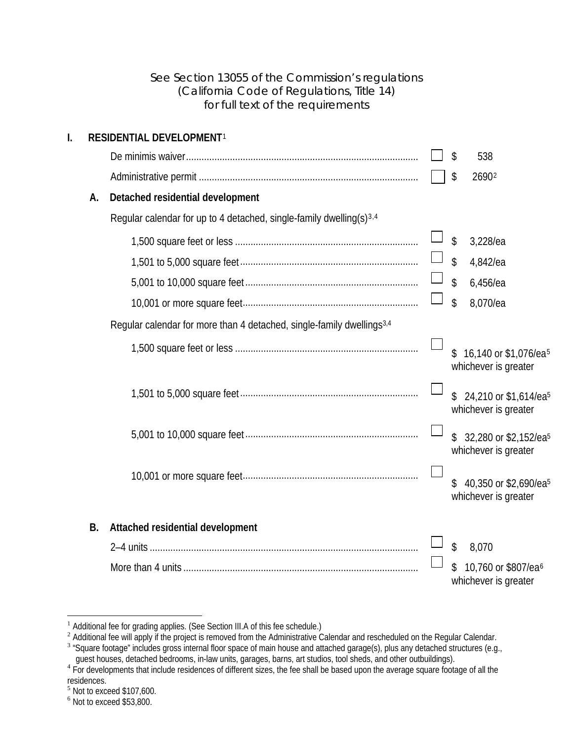See Section 13055 of the Commission's regulations
(California Code of Regulations, Title 14)
for full text of the requirements

## I. RESIDENTIAL DEVELOPMENT[1]

| | | |
|---|---|---|
| De minimis waiver | ☐ | $ 538 |
| Administrative permit | ☐ | $ 2690[2] |

### A. Detached residential development

Regular calendar for up to 4 detached, single-family dwelling(s)[3,4]

| | | |
|---|---|---|
| 1,500 square feet or less | ☐ | $ 3,228/ea |
| 1,501 to 5,000 square feet | ☐ | $ 4,842/ea |
| 5,001 to 10,000 square feet | ☐ | $ 6,456/ea |
| 10,001 or more square feet | ☐ | $ 8,070/ea |

Regular calendar for more than 4 detached, single-family dwellings[3,4]

| | | |
|---|---|---|
| 1,500 square feet or less | ☐ | $ 16,140 or $1,076/ea[5] whichever is greater |
| 1,501 to 5,000 square feet | ☐ | $ 24,210 or $1,614/ea[5] whichever is greater |
| 5,001 to 10,000 square feet | ☐ | $ 32,280 or $2,152/ea[5] whichever is greater |
| 10,001 or more square feet | ☐ | $ 40,350 or $2,690/ea[5] whichever is greater |

### B. Attached residential development

| | | |
|---|---|---|
| 2–4 units | ☐ | $ 8,070 |
| More than 4 units | ☐ | $ 10,760 or $807/ea[6] whichever is greater |

---

[1] Additional fee for grading applies. (See Section III.A of this fee schedule.)

[2] Additional fee will apply if the project is removed from the Administrative Calendar and rescheduled on the Regular Calendar.

[3] "Square footage" includes gross internal floor space of main house and attached garage(s), plus any detached structures (e.g., guest houses, detached bedrooms, in-law units, garages, barns, art studios, tool sheds, and other outbuildings).

[4] For developments that include residences of different sizes, the fee shall be based upon the average square footage of all the residences.

[5] Not to exceed $107,600.

[6] Not to exceed $53,800.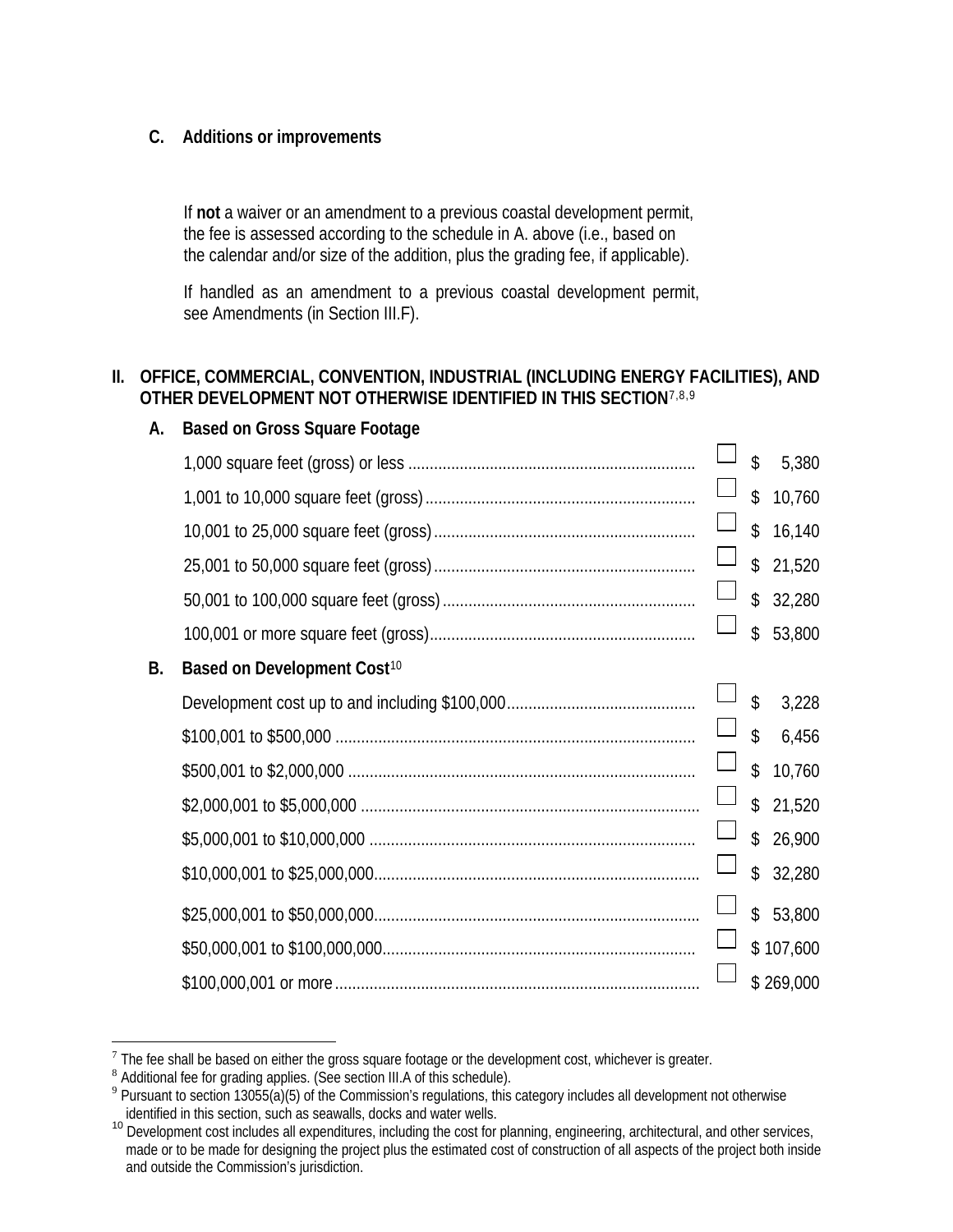### C. Additions or improvements

If **not** a waiver or an amendment to a previous coastal development permit, the fee is assessed according to the schedule in A. above (i.e., based on the calendar and/or size of the addition, plus the grading fee, if applicable).

If handled as an amendment to a previous coastal development permit, see Amendments (in Section III.F).

## II. OFFICE, COMMERCIAL, CONVENTION, INDUSTRIAL (INCLUDING ENERGY FACILITIES), AND OTHER DEVELOPMENT NOT OTHERWISE IDENTIFIED IN THIS SECTION[7,8,9]

### A. Based on Gross Square Footage

| Gross Square Footage | | Fee |
|---|---|---|
| 1,000 square feet (gross) or less | ☐ | $ 5,380 |
| 1,001 to 10,000 square feet (gross) | ☐ | $ 10,760 |
| 10,001 to 25,000 square feet (gross) | ☐ | $ 16,140 |
| 25,001 to 50,000 square feet (gross) | ☐ | $ 21,520 |
| 50,001 to 100,000 square feet (gross) | ☐ | $ 32,280 |
| 100,001 or more square feet (gross) | ☐ | $ 53,800 |

### B. Based on Development Cost[10]

| Development Cost | | Fee |
|---|---|---|
| Development cost up to and including $100,000 | ☐ | $ 3,228 |
| $100,001 to $500,000 | ☐ | $ 6,456 |
| $500,001 to $2,000,000 | ☐ | $ 10,760 |
| $2,000,001 to $5,000,000 | ☐ | $ 21,520 |
| $5,000,001 to $10,000,000 | ☐ | $ 26,900 |
| $10,000,001 to $25,000,000 | ☐ | $ 32,280 |
| $25,000,001 to $50,000,000 | ☐ | $ 53,800 |
| $50,000,001 to $100,000,000 | ☐ | $ 107,600 |
| $100,000,001 or more | ☐ | $ 269,000 |

---

[7] The fee shall be based on either the gross square footage or the development cost, whichever is greater.

[8] Additional fee for grading applies. (See section III.A of this schedule).

[9] Pursuant to section 13055(a)(5) of the Commission's regulations, this category includes all development not otherwise identified in this section, such as seawalls, docks and water wells.

[10] Development cost includes all expenditures, including the cost for planning, engineering, architectural, and other services, made or to be made for designing the project plus the estimated cost of construction of all aspects of the project both inside and outside the Commission's jurisdiction.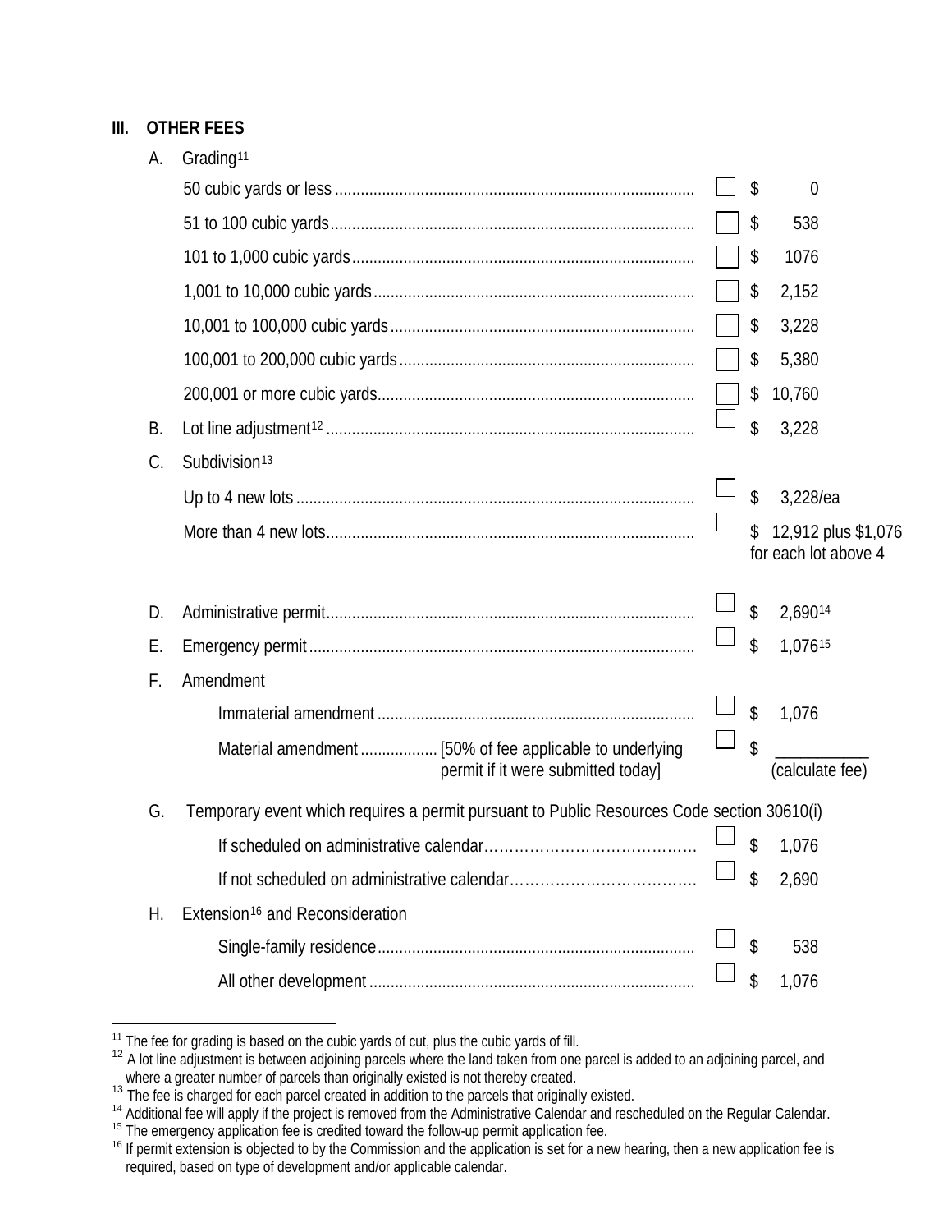## III. OTHER FEES

**A. Grading**[11]

| | | |
|---|---|---|
| 50 cubic yards or less | ☐ | $ 0 |
| 51 to 100 cubic yards | ☐ | $ 538 |
| 101 to 1,000 cubic yards | ☐ | $ 1076 |
| 1,001 to 10,000 cubic yards | ☐ | $ 2,152 |
| 10,001 to 100,000 cubic yards | ☐ | $ 3,228 |
| 100,001 to 200,000 cubic yards | ☐ | $ 5,380 |
| 200,001 or more cubic yards | ☐ | $ 10,760 |

**B. Lot line adjustment**[12] ☐ $ 3,228

**C. Subdivision**[13]

| | | |
|---|---|---|
| Up to 4 new lots | ☐ | $ 3,228/ea |
| More than 4 new lots | ☐ | $ 12,912 plus $1,076 for each lot above 4 |

**D. Administrative permit** ☐ $ 2,690[14]

**E. Emergency permit** ☐ $ 1,076[15]

**F. Amendment**

| | | |
|---|---|---|
| Immaterial amendment | ☐ | $ 1,076 |
| Material amendment [50% of fee applicable to underlying permit if it were submitted today] | ☐ | $ ___________ (calculate fee) |

**G. Temporary event which requires a permit pursuant to Public Resources Code section 30610(i)**

| | | |
|---|---|---|
| If scheduled on administrative calendar | ☐ | $ 1,076 |
| If not scheduled on administrative calendar | ☐ | $ 2,690 |

**H. Extension**[16] **and Reconsideration**

| | | |
|---|---|---|
| Single-family residence | ☐ | $ 538 |
| All other development | ☐ | $ 1,076 |

---

[11] The fee for grading is based on the cubic yards of cut, plus the cubic yards of fill.

[12] A lot line adjustment is between adjoining parcels where the land taken from one parcel is added to an adjoining parcel, and where a greater number of parcels than originally existed is not thereby created.

[13] The fee is charged for each parcel created in addition to the parcels that originally existed.

[14] Additional fee will apply if the project is removed from the Administrative Calendar and rescheduled on the Regular Calendar.

[15] The emergency application fee is credited toward the follow-up permit application fee.

[16] If permit extension is objected to by the Commission and the application is set for a new hearing, then a new application fee is required, based on type of development and/or applicable calendar.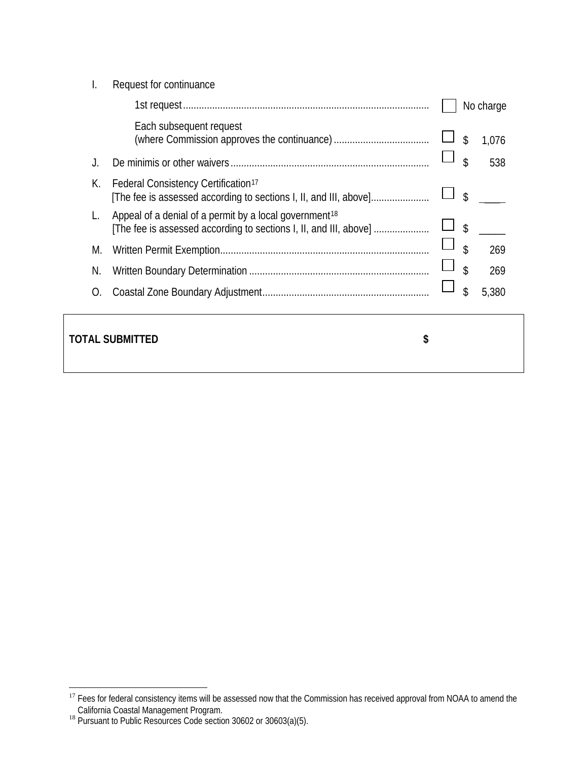I. Request for continuance

1st request ........................................................................................... ☐ No charge

Each subsequent request
(where Commission approves the continuance) .................................... ☐ $ 1,076

J. De minimis or other waivers .......................................................................... ☐ $ 538

K. Federal Consistency Certification[17]
[The fee is assessed according to sections I, II, and III, above]..................... ☐ $ ____

L. Appeal of a denial of a permit by a local government[18]
[The fee is assessed according to sections I, II, and III, above] ..................... ☐ $ _____

M. Written Permit Exemption.............................................................................. ☐ $ 269

N. Written Boundary Determination ................................................................... ☐ $ 269

O. Coastal Zone Boundary Adjustment.............................................................. ☐ $ 5,380

| **TOTAL SUBMITTED** | **$** |
|---|---|

[17] Fees for federal consistency items will be assessed now that the Commission has received approval from NOAA to amend the California Coastal Management Program.

[18] Pursuant to Public Resources Code section 30602 or 30603(a)(5).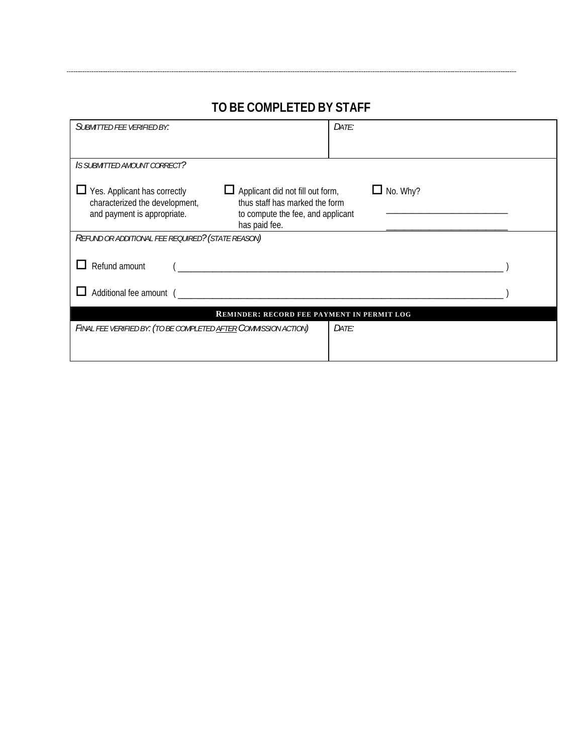## TO BE COMPLETED BY STAFF

| | |
|---|---|
| *SUBMITTED FEE VERIFIED BY:* | *DATE:* |

*IS SUBMITTED AMOUNT CORRECT?*

☐ Yes. Applicant has correctly characterized the development, and payment is appropriate.

☐ Applicant did not fill out form, thus staff has marked the form to compute the fee, and applicant has paid fee.

☐ No. Why? ____________________________ ____________________________

*REFUND OR ADDITIONAL FEE REQUIRED? (STATE REASON)*

☐ Refund amount ( ________________________________________________________________________ )

☐ Additional fee amount ( ________________________________________________________________________ )

**REMINDER: RECORD FEE PAYMENT IN PERMIT LOG**

| | |
|---|---|
| *FINAL FEE VERIFIED BY: (TO BE COMPLETED AFTER COMMISSION ACTION)* | *DATE:* |